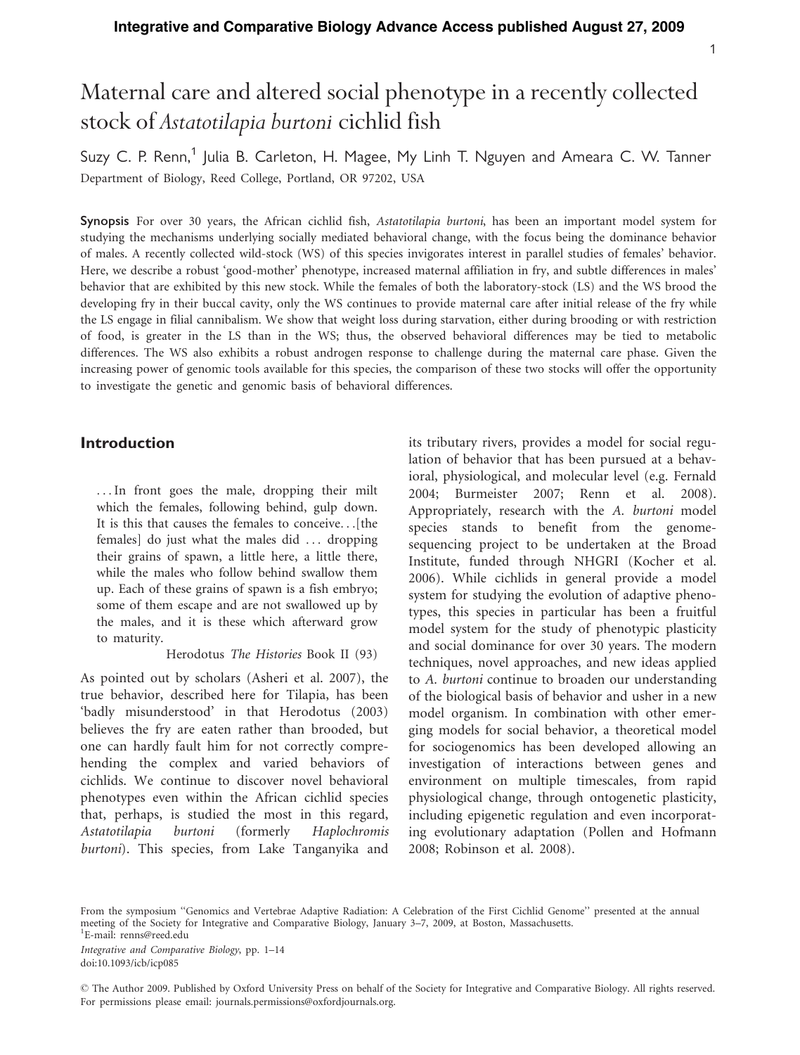# Maternal care and altered social phenotype in a recently collected stock of *Astatotilapia burtoni* cichlid fish

Suzy C. P. Renn,[1] Julia B. Carleton, H. Magee, My Linh T. Nguyen and Ameara C. W. Tanner

Department of Biology, Reed College, Portland, OR 97202, USA

**Synopsis** For over 30 years, the African cichlid fish, *Astatotilapia burtoni*, has been an important model system for studying the mechanisms underlying socially mediated behavioral change, with the focus being the dominance behavior of males. A recently collected wild-stock (WS) of this species invigorates interest in parallel studies of females' behavior. Here, we describe a robust 'good-mother' phenotype, increased maternal affiliation in fry, and subtle differences in males' behavior that are exhibited by this new stock. While the females of both the laboratory-stock (LS) and the WS brood the developing fry in their buccal cavity, only the WS continues to provide maternal care after initial release of the fry while the LS engage in filial cannibalism. We show that weight loss during starvation, either during brooding or with restriction of food, is greater in the LS than in the WS; thus, the observed behavioral differences may be tied to metabolic differences. The WS also exhibits a robust androgen response to challenge during the maternal care phase. Given the increasing power of genomic tools available for this species, the comparison of these two stocks will offer the opportunity to investigate the genetic and genomic basis of behavioral differences.

## Introduction

> ...In front goes the male, dropping their milt which the females, following behind, gulp down. It is this that causes the females to conceive...[the females] do just what the males did ... dropping their grains of spawn, a little here, a little there, while the males who follow behind swallow them up. Each of these grains of spawn is a fish embryo; some of them escape and are not swallowed up by the males, and it is these which afterward grow to maturity.
>
> Herodotus *The Histories* Book II (93)

As pointed out by scholars (Asheri et al. 2007), the true behavior, described here for Tilapia, has been 'badly misunderstood' in that Herodotus (2003) believes the fry are eaten rather than brooded, but one can hardly fault him for not correctly comprehending the complex and varied behaviors of cichlids. We continue to discover novel behavioral phenotypes even within the African cichlid species that, perhaps, is studied the most in this regard, *Astatotilapia burtoni* (formerly *Haplochromis burtoni*). This species, from Lake Tanganyika and its tributary rivers, provides a model for social regulation of behavior that has been pursued at a behavioral, physiological, and molecular level (e.g. Fernald 2004; Burmeister 2007; Renn et al. 2008). Appropriately, research with the *A. burtoni* model species stands to benefit from the genome-sequencing project to be undertaken at the Broad Institute, funded through NHGRI (Kocher et al. 2006). While cichlids in general provide a model system for studying the evolution of adaptive phenotypes, this species in particular has been a fruitful model system for the study of phenotypic plasticity and social dominance for over 30 years. The modern techniques, novel approaches, and new ideas applied to *A. burtoni* continue to broaden our understanding of the biological basis of behavior and usher in a new model organism. In combination with other emerging models for social behavior, a theoretical model for sociogenomics has been developed allowing an investigation of interactions between genes and environment on multiple timescales, from rapid physiological change, through ontogenetic plasticity, including epigenetic regulation and even incorporating evolutionary adaptation (Pollen and Hofmann 2008; Robinson et al. 2008).

From the symposium "Genomics and Vertebrae Adaptive Radiation: A Celebration of the First Cichlid Genome" presented at the annual meeting of the Society for Integrative and Comparative Biology, January 3–7, 2009, at Boston, Massachusetts.

[1]E-mail: renns@reed.edu

*Integrative and Comparative Biology*, pp. 1–14
doi:10.1093/icb/icp085

© The Author 2009. Published by Oxford University Press on behalf of the Society for Integrative and Comparative Biology. All rights reserved. For permissions please email: journals.permissions@oxfordjournals.org.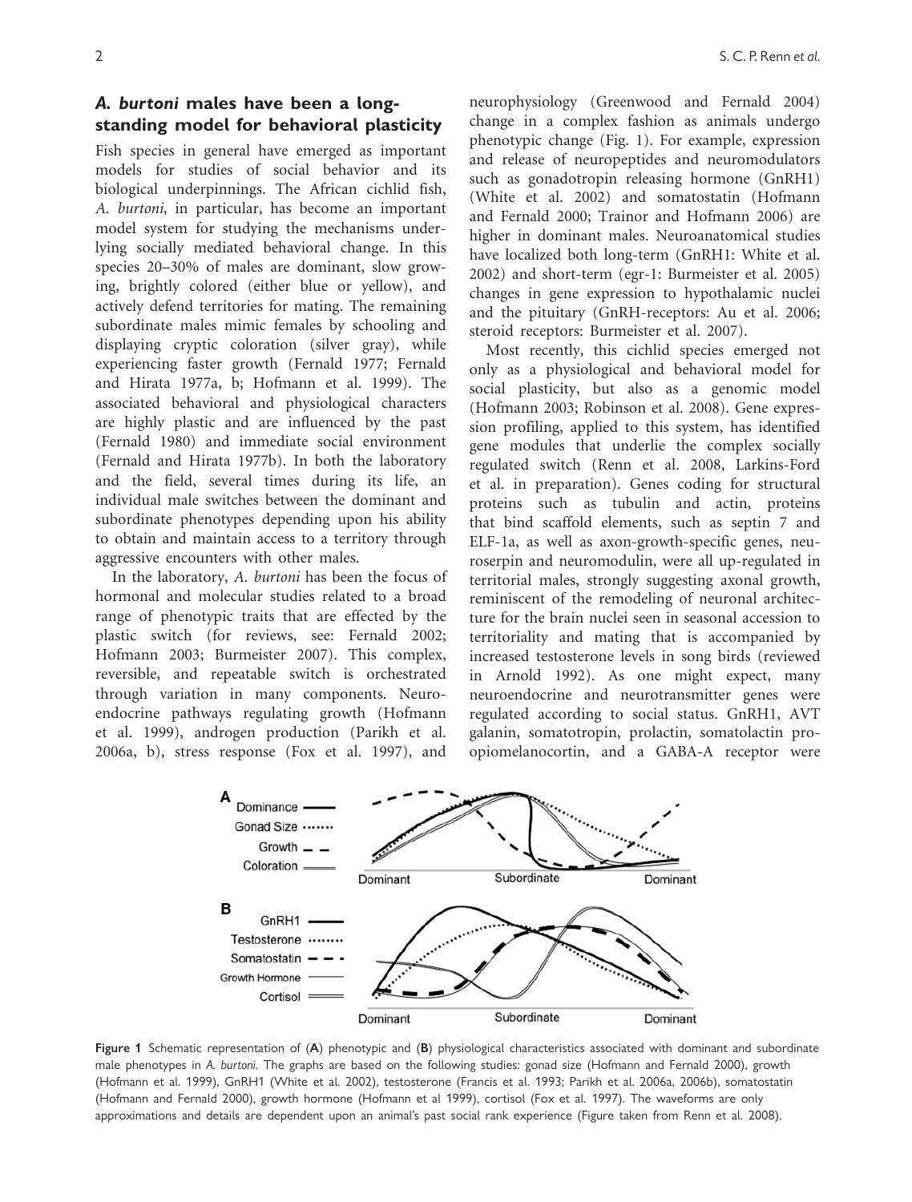## *A. burtoni* males have been a long-standing model for behavioral plasticity

Fish species in general have emerged as important models for studies of social behavior and its biological underpinnings. The African cichlid fish, *A. burtoni*, in particular, has become an important model system for studying the mechanisms underlying socially mediated behavioral change. In this species 20–30% of males are dominant, slow growing, brightly colored (either blue or yellow), and actively defend territories for mating. The remaining subordinate males mimic females by schooling and displaying cryptic coloration (silver gray), while experiencing faster growth (Fernald 1977; Fernald and Hirata 1977a, b; Hofmann et al. 1999). The associated behavioral and physiological characters are highly plastic and are influenced by the past (Fernald 1980) and immediate social environment (Fernald and Hirata 1977b). In both the laboratory and the field, several times during its life, an individual male switches between the dominant and subordinate phenotypes depending upon his ability to obtain and maintain access to a territory through aggressive encounters with other males.

In the laboratory, *A. burtoni* has been the focus of hormonal and molecular studies related to a broad range of phenotypic traits that are effected by the plastic switch (for reviews, see: Fernald 2002; Hofmann 2003; Burmeister 2007). This complex, reversible, and repeatable switch is orchestrated through variation in many components. Neuroendocrine pathways regulating growth (Hofmann et al. 1999), androgen production (Parikh et al. 2006a, b), stress response (Fox et al. 1997), and neurophysiology (Greenwood and Fernald 2004) change in a complex fashion as animals undergo phenotypic change (Fig. 1). For example, expression and release of neuropeptides and neuromodulators such as gonadotropin releasing hormone (GnRH1) (White et al. 2002) and somatostatin (Hofmann and Fernald 2000; Trainor and Hofmann 2006) are higher in dominant males. Neuroanatomical studies have localized both long-term (GnRH1: White et al. 2002) and short-term (egr-1: Burmeister et al. 2005) changes in gene expression to hypothalamic nuclei and the pituitary (GnRH-receptors: Au et al. 2006; steroid receptors: Burmeister et al. 2007).

Most recently, this cichlid species emerged not only as a physiological and behavioral model for social plasticity, but also as a genomic model (Hofmann 2003; Robinson et al. 2008). Gene expression profiling, applied to this system, has identified gene modules that underlie the complex socially regulated switch (Renn et al. 2008, Larkins-Ford et al. in preparation). Genes coding for structural proteins such as tubulin and actin, proteins that bind scaffold elements, such as septin 7 and ELF-1a, as well as axon-growth-specific genes, neuroserpin and neuromodulin, were all up-regulated in territorial males, strongly suggesting axonal growth, reminiscent of the remodeling of neuronal architecture for the brain nuclei seen in seasonal accession to territoriality and mating that is accompanied by increased testosterone levels in song birds (reviewed in Arnold 1992). As one might expect, many neuroendocrine and neurotransmitter genes were regulated according to social status. GnRH1, AVT galanin, somatotropin, prolactin, somatolactin proopiomelanocortin, and a GABA-A receptor were

**Figure 1** Schematic representation of (**A**) phenotypic and (**B**) physiological characteristics associated with dominant and subordinate male phenotypes in *A. burtoni*. The graphs are based on the following studies: gonad size (Hofmann and Fernald 2000), growth (Hofmann et al. 1999), GnRH1 (White et al. 2002), testosterone (Francis et al. 1993; Parikh et al. 2006a, 2006b), somatostatin (Hofmann and Fernald 2000), growth hormone (Hofmann et al 1999), cortisol (Fox et al. 1997). The waveforms are only approximations and details are dependent upon an animal's past social rank experience (Figure taken from Renn et al. 2008).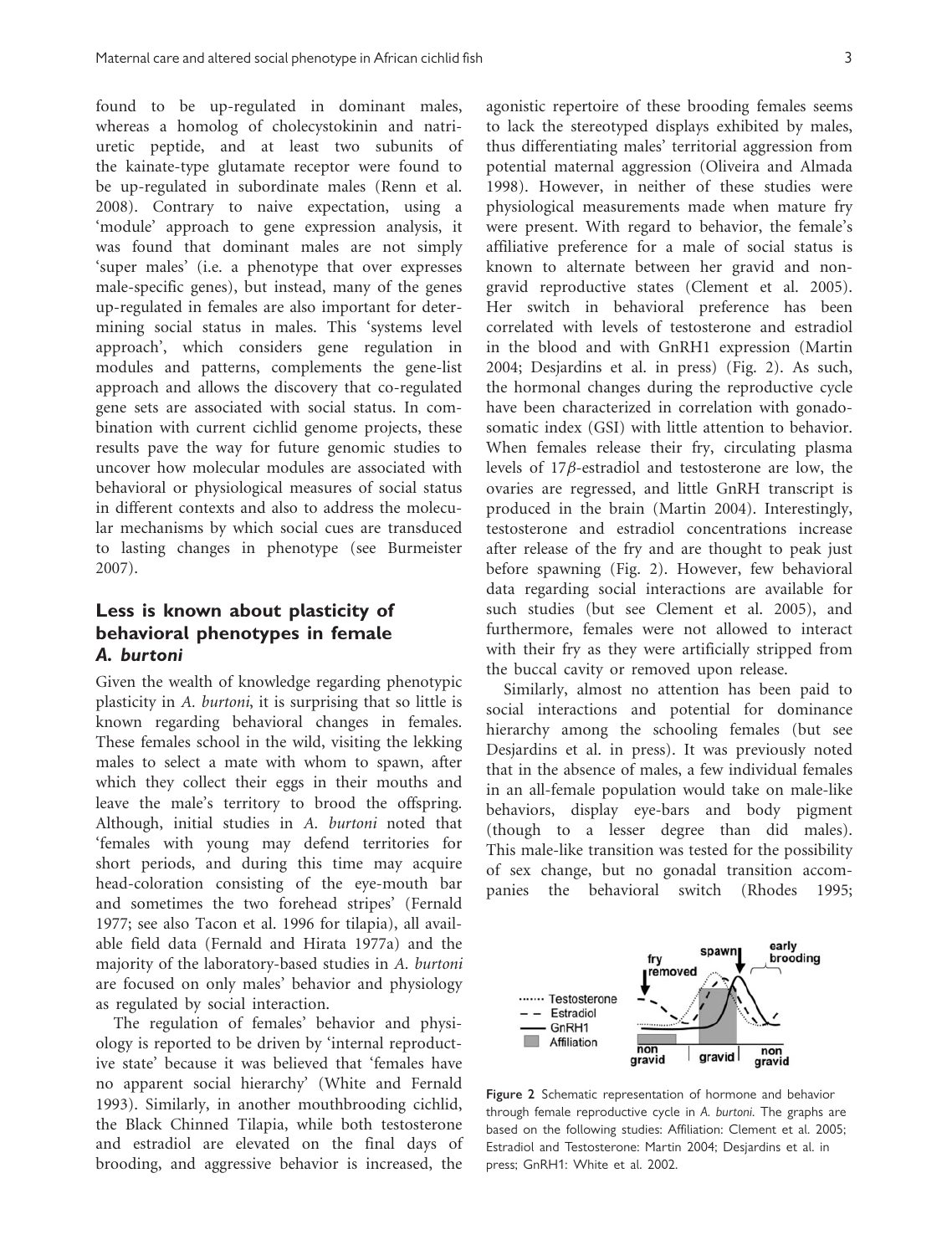found to be up-regulated in dominant males, whereas a homolog of cholecystokinin and natriuretic peptide, and at least two subunits of the kainate-type glutamate receptor were found to be up-regulated in subordinate males (Renn et al. 2008). Contrary to naive expectation, using a 'module' approach to gene expression analysis, it was found that dominant males are not simply 'super males' (i.e. a phenotype that over expresses male-specific genes), but instead, many of the genes up-regulated in females are also important for determining social status in males. This 'systems level approach', which considers gene regulation in modules and patterns, complements the gene-list approach and allows the discovery that co-regulated gene sets are associated with social status. In combination with current cichlid genome projects, these results pave the way for future genomic studies to uncover how molecular modules are associated with behavioral or physiological measures of social status in different contexts and also to address the molecular mechanisms by which social cues are transduced to lasting changes in phenotype (see Burmeister 2007).

## Less is known about plasticity of behavioral phenotypes in female *A. burtoni*

Given the wealth of knowledge regarding phenotypic plasticity in *A. burtoni*, it is surprising that so little is known regarding behavioral changes in females. These females school in the wild, visiting the lekking males to select a mate with whom to spawn, after which they collect their eggs in their mouths and leave the male's territory to brood the offspring. Although, initial studies in *A. burtoni* noted that 'females with young may defend territories for short periods, and during this time may acquire head-coloration consisting of the eye-mouth bar and sometimes the two forehead stripes' (Fernald 1977; see also Tacon et al. 1996 for tilapia), all available field data (Fernald and Hirata 1977a) and the majority of the laboratory-based studies in *A. burtoni* are focused on only males' behavior and physiology as regulated by social interaction.

The regulation of females' behavior and physiology is reported to be driven by 'internal reproductive state' because it was believed that 'females have no apparent social hierarchy' (White and Fernald 1993). Similarly, in another mouthbrooding cichlid, the Black Chinned Tilapia, while both testosterone and estradiol are elevated on the final days of brooding, and aggressive behavior is increased, the agonistic repertoire of these brooding females seems to lack the stereotyped displays exhibited by males, thus differentiating males' territorial aggression from potential maternal aggression (Oliveira and Almada 1998). However, in neither of these studies were physiological measurements made when mature fry were present. With regard to behavior, the female's affiliative preference for a male of social status is known to alternate between her gravid and non-gravid reproductive states (Clement et al. 2005). Her switch in behavioral preference has been correlated with levels of testosterone and estradiol in the blood and with GnRH1 expression (Martin 2004; Desjardins et al. in press) (Fig. 2). As such, the hormonal changes during the reproductive cycle have been characterized in correlation with gonadosomatic index (GSI) with little attention to behavior. When females release their fry, circulating plasma levels of 17$\beta$-estradiol and testosterone are low, the ovaries are regressed, and little GnRH transcript is produced in the brain (Martin 2004). Interestingly, testosterone and estradiol concentrations increase after release of the fry and are thought to peak just before spawning (Fig. 2). However, few behavioral data regarding social interactions are available for such studies (but see Clement et al. 2005), and furthermore, females were not allowed to interact with their fry as they were artificially stripped from the buccal cavity or removed upon release.

Similarly, almost no attention has been paid to social interactions and potential for dominance hierarchy among the schooling females (but see Desjardins et al. in press). It was previously noted that in the absence of males, a few individual females in an all-female population would take on male-like behaviors, display eye-bars and body pigment (though to a lesser degree than did males). This male-like transition was tested for the possibility of sex change, but no gonadal transition accompanies the behavioral switch (Rhodes 1995;

Figure 2 Schematic representation of hormone and behavior through female reproductive cycle in *A. burtoni*. The graphs are based on the following studies: Affiliation: Clement et al. 2005; Estradiol and Testosterone: Martin 2004; Desjardins et al. in press; GnRH1: White et al. 2002.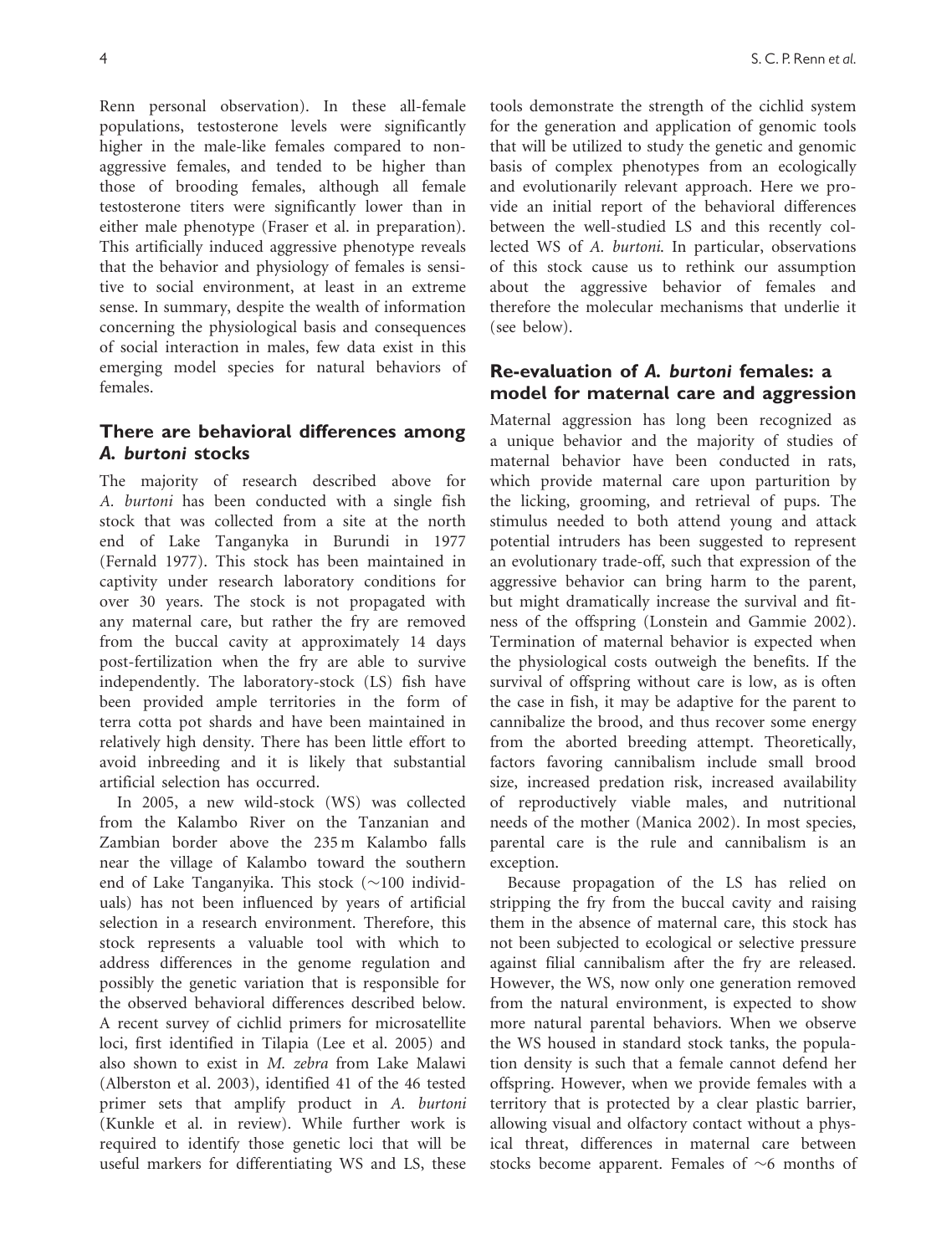Renn personal observation). In these all-female populations, testosterone levels were significantly higher in the male-like females compared to non-aggressive females, and tended to be higher than those of brooding females, although all female testosterone titers were significantly lower than in either male phenotype (Fraser et al. in preparation). This artificially induced aggressive phenotype reveals that the behavior and physiology of females is sensitive to social environment, at least in an extreme sense. In summary, despite the wealth of information concerning the physiological basis and consequences of social interaction in males, few data exist in this emerging model species for natural behaviors of females.

## There are behavioral differences among *A. burtoni* stocks

The majority of research described above for *A. burtoni* has been conducted with a single fish stock that was collected from a site at the north end of Lake Tanganyka in Burundi in 1977 (Fernald 1977). This stock has been maintained in captivity under research laboratory conditions for over 30 years. The stock is not propagated with any maternal care, but rather the fry are removed from the buccal cavity at approximately 14 days post-fertilization when the fry are able to survive independently. The laboratory-stock (LS) fish have been provided ample territories in the form of terra cotta pot shards and have been maintained in relatively high density. There has been little effort to avoid inbreeding and it is likely that substantial artificial selection has occurred.

In 2005, a new wild-stock (WS) was collected from the Kalambo River on the Tanzanian and Zambian border above the 235 m Kalambo falls near the village of Kalambo toward the southern end of Lake Tanganyika. This stock (~100 individuals) has not been influenced by years of artificial selection in a research environment. Therefore, this stock represents a valuable tool with which to address differences in the genome regulation and possibly the genetic variation that is responsible for the observed behavioral differences described below. A recent survey of cichlid primers for microsatellite loci, first identified in Tilapia (Lee et al. 2005) and also shown to exist in *M. zebra* from Lake Malawi (Alberston et al. 2003), identified 41 of the 46 tested primer sets that amplify product in *A. burtoni* (Kunkle et al. in review). While further work is required to identify those genetic loci that will be useful markers for differentiating WS and LS, these tools demonstrate the strength of the cichlid system for the generation and application of genomic tools that will be utilized to study the genetic and genomic basis of complex phenotypes from an ecologically and evolutionarily relevant approach. Here we provide an initial report of the behavioral differences between the well-studied LS and this recently collected WS of *A. burtoni*. In particular, observations of this stock cause us to rethink our assumption about the aggressive behavior of females and therefore the molecular mechanisms that underlie it (see below).

## Re-evaluation of *A. burtoni* females: a model for maternal care and aggression

Maternal aggression has long been recognized as a unique behavior and the majority of studies of maternal behavior have been conducted in rats, which provide maternal care upon parturition by the licking, grooming, and retrieval of pups. The stimulus needed to both attend young and attack potential intruders has been suggested to represent an evolutionary trade-off, such that expression of the aggressive behavior can bring harm to the parent, but might dramatically increase the survival and fitness of the offspring (Lonstein and Gammie 2002). Termination of maternal behavior is expected when the physiological costs outweigh the benefits. If the survival of offspring without care is low, as is often the case in fish, it may be adaptive for the parent to cannibalize the brood, and thus recover some energy from the aborted breeding attempt. Theoretically, factors favoring cannibalism include small brood size, increased predation risk, increased availability of reproductively viable males, and nutritional needs of the mother (Manica 2002). In most species, parental care is the rule and cannibalism is an exception.

Because propagation of the LS has relied on stripping the fry from the buccal cavity and raising them in the absence of maternal care, this stock has not been subjected to ecological or selective pressure against filial cannibalism after the fry are released. However, the WS, now only one generation removed from the natural environment, is expected to show more natural parental behaviors. When we observe the WS housed in standard stock tanks, the population density is such that a female cannot defend her offspring. However, when we provide females with a territory that is protected by a clear plastic barrier, allowing visual and olfactory contact without a physical threat, differences in maternal care between stocks become apparent. Females of ~6 months of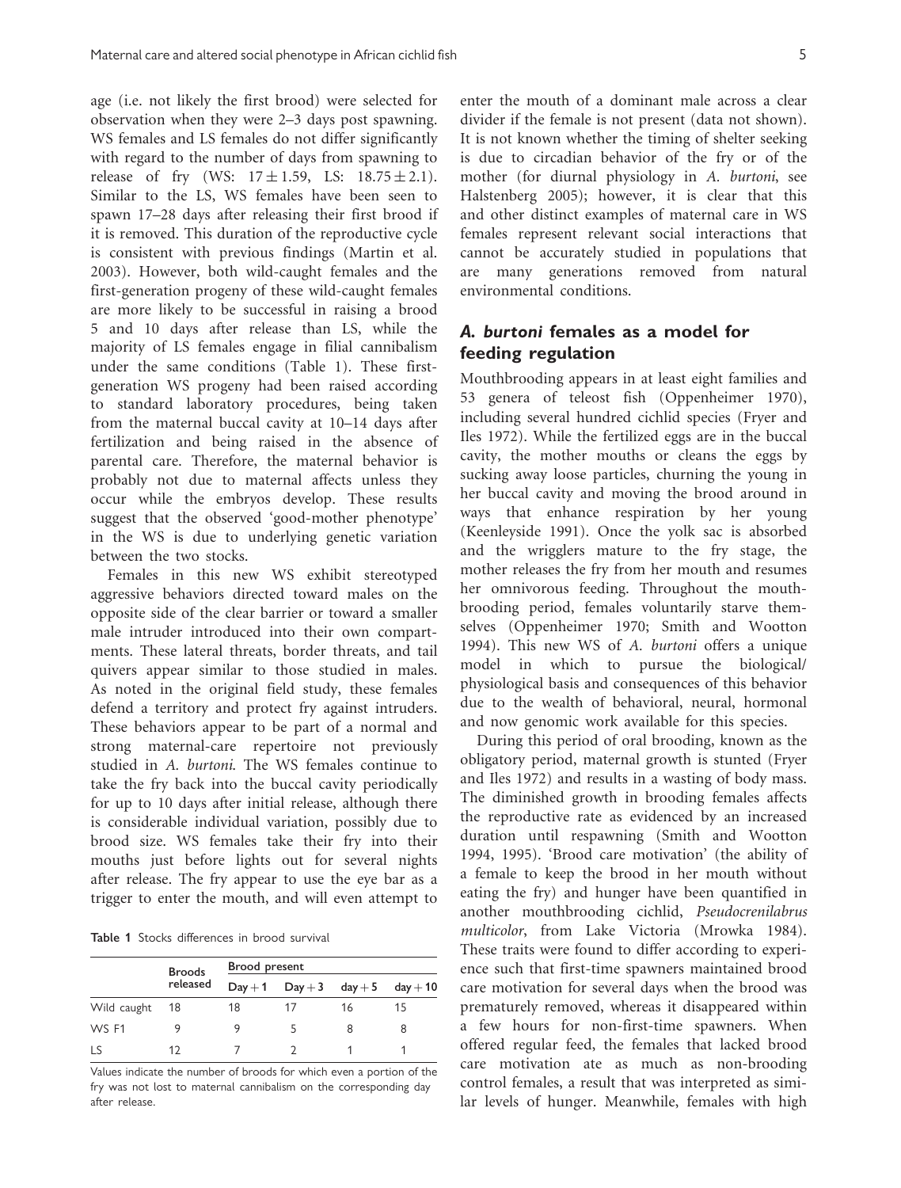age (i.e. not likely the first brood) were selected for observation when they were 2–3 days post spawning. WS females and LS females do not differ significantly with regard to the number of days from spawning to release of fry (WS: $17 \pm 1.59$, LS: $18.75 \pm 2.1$). Similar to the LS, WS females have been seen to spawn 17–28 days after releasing their first brood if it is removed. This duration of the reproductive cycle is consistent with previous findings (Martin et al. 2003). However, both wild-caught females and the first-generation progeny of these wild-caught females are more likely to be successful in raising a brood 5 and 10 days after release than LS, while the majority of LS females engage in filial cannibalism under the same conditions (Table 1). These first-generation WS progeny had been raised according to standard laboratory procedures, being taken from the maternal buccal cavity at 10–14 days after fertilization and being raised in the absence of parental care. Therefore, the maternal behavior is probably not due to maternal affects unless they occur while the embryos develop. These results suggest that the observed 'good-mother phenotype' in the WS is due to underlying genetic variation between the two stocks.

Females in this new WS exhibit stereotyped aggressive behaviors directed toward males on the opposite side of the clear barrier or toward a smaller male intruder introduced into their own compartments. These lateral threats, border threats, and tail quivers appear similar to those studied in males. As noted in the original field study, these females defend a territory and protect fry against intruders. These behaviors appear to be part of a normal and strong maternal-care repertoire not previously studied in *A. burtoni*. The WS females continue to take the fry back into the buccal cavity periodically for up to 10 days after initial release, although there is considerable individual variation, possibly due to brood size. WS females take their fry into their mouths just before lights out for several nights after release. The fry appear to use the eye bar as a trigger to enter the mouth, and will even attempt to enter the mouth of a dominant male across a clear divider if the female is not present (data not shown). It is not known whether the timing of shelter seeking is due to circadian behavior of the fry or of the mother (for diurnal physiology in *A. burtoni*, see Halstenberg 2005); however, it is clear that this and other distinct examples of maternal care in WS females represent relevant social interactions that cannot be accurately studied in populations that are many generations removed from natural environmental conditions.

**Table 1** Stocks differences in brood survival

| | Broods released | Brood present | | | |
|---|---|---|---|---|---|
| | | Day + 1 | Day + 3 | day + 5 | day + 10 |
| Wild caught | 18 | 18 | 17 | 16 | 15 |
| WS F1 | 9 | 9 | 5 | 8 | 8 |
| LS | 12 | 7 | 2 | 1 | 1 |

Values indicate the number of broods for which even a portion of the fry was not lost to maternal cannibalism on the corresponding day after release.

## *A. burtoni* females as a model for feeding regulation

Mouthbrooding appears in at least eight families and 53 genera of teleost fish (Oppenheimer 1970), including several hundred cichlid species (Fryer and Iles 1972). While the fertilized eggs are in the buccal cavity, the mother mouths or cleans the eggs by sucking away loose particles, churning the young in her buccal cavity and moving the brood around in ways that enhance respiration by her young (Keenleyside 1991). Once the yolk sac is absorbed and the wrigglers mature to the fry stage, the mother releases the fry from her mouth and resumes her omnivorous feeding. Throughout the mouthbrooding period, females voluntarily starve themselves (Oppenheimer 1970; Smith and Wootton 1994). This new WS of *A. burtoni* offers a unique model in which to pursue the biological/physiological basis and consequences of this behavior due to the wealth of behavioral, neural, hormonal and now genomic work available for this species.

During this period of oral brooding, known as the obligatory period, maternal growth is stunted (Fryer and Iles 1972) and results in a wasting of body mass. The diminished growth in brooding females affects the reproductive rate as evidenced by an increased duration until respawning (Smith and Wootton 1994, 1995). 'Brood care motivation' (the ability of a female to keep the brood in her mouth without eating the fry) and hunger have been quantified in another mouthbrooding cichlid, *Pseudocrenilabrus multicolor*, from Lake Victoria (Mrowka 1984). These traits were found to differ according to experience such that first-time spawners maintained brood care motivation for several days when the brood was prematurely removed, whereas it disappeared within a few hours for non-first-time spawners. When offered regular feed, the females that lacked brood care motivation ate as much as non-brooding control females, a result that was interpreted as similar levels of hunger. Meanwhile, females with high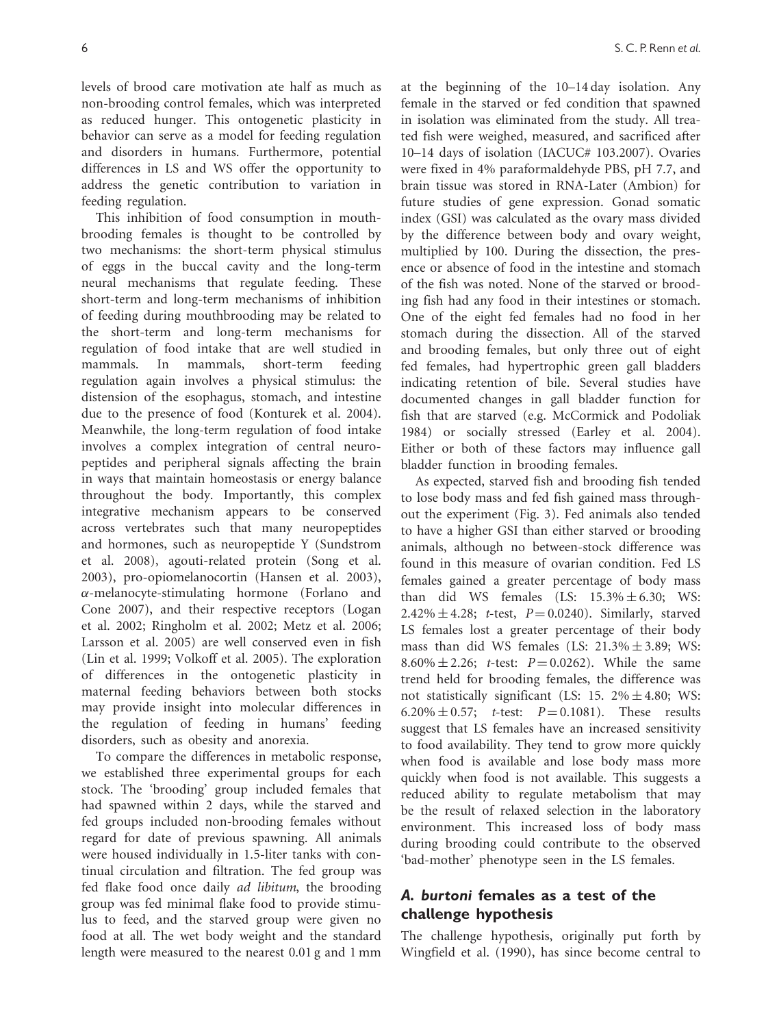levels of brood care motivation ate half as much as non-brooding control females, which was interpreted as reduced hunger. This ontogenetic plasticity in behavior can serve as a model for feeding regulation and disorders in humans. Furthermore, potential differences in LS and WS offer the opportunity to address the genetic contribution to variation in feeding regulation.

This inhibition of food consumption in mouthbrooding females is thought to be controlled by two mechanisms: the short-term physical stimulus of eggs in the buccal cavity and the long-term neural mechanisms that regulate feeding. These short-term and long-term mechanisms of inhibition of feeding during mouthbrooding may be related to the short-term and long-term mechanisms for regulation of food intake that are well studied in mammals. In mammals, short-term feeding regulation again involves a physical stimulus: the distension of the esophagus, stomach, and intestine due to the presence of food (Konturek et al. 2004). Meanwhile, the long-term regulation of food intake involves a complex integration of central neuropeptides and peripheral signals affecting the brain in ways that maintain homeostasis or energy balance throughout the body. Importantly, this complex integrative mechanism appears to be conserved across vertebrates such that many neuropeptides and hormones, such as neuropeptide Y (Sundstrom et al. 2008), agouti-related protein (Song et al. 2003), pro-opiomelanocortin (Hansen et al. 2003), $\alpha$-melanocyte-stimulating hormone (Forlano and Cone 2007), and their respective receptors (Logan et al. 2002; Ringholm et al. 2002; Metz et al. 2006; Larsson et al. 2005) are well conserved even in fish (Lin et al. 1999; Volkoff et al. 2005). The exploration of differences in the ontogenetic plasticity in maternal feeding behaviors between both stocks may provide insight into molecular differences in the regulation of feeding in humans' feeding disorders, such as obesity and anorexia.

To compare the differences in metabolic response, we established three experimental groups for each stock. The 'brooding' group included females that had spawned within 2 days, while the starved and fed groups included non-brooding females without regard for date of previous spawning. All animals were housed individually in 1.5-liter tanks with continual circulation and filtration. The fed group was fed flake food once daily *ad libitum*, the brooding group was fed minimal flake food to provide stimulus to feed, and the starved group were given no food at all. The wet body weight and the standard length were measured to the nearest 0.01 g and 1 mm at the beginning of the 10–14 day isolation. Any female in the starved or fed condition that spawned in isolation was eliminated from the study. All treated fish were weighed, measured, and sacrificed after 10–14 days of isolation (IACUC# 103.2007). Ovaries were fixed in 4% paraformaldehyde PBS, pH 7.7, and brain tissue was stored in RNA-Later (Ambion) for future studies of gene expression. Gonad somatic index (GSI) was calculated as the ovary mass divided by the difference between body and ovary weight, multiplied by 100. During the dissection, the presence or absence of food in the intestine and stomach of the fish was noted. None of the starved or brooding fish had any food in their intestines or stomach. One of the eight fed females had no food in her stomach during the dissection. All of the starved and brooding females, but only three out of eight fed females, had hypertrophic green gall bladders indicating retention of bile. Several studies have documented changes in gall bladder function for fish that are starved (e.g. McCormick and Podoliak 1984) or socially stressed (Earley et al. 2004). Either or both of these factors may influence gall bladder function in brooding females.

As expected, starved fish and brooding fish tended to lose body mass and fed fish gained mass throughout the experiment (Fig. 3). Fed animals also tended to have a higher GSI than either starved or brooding animals, although no between-stock difference was found in this measure of ovarian condition. Fed LS females gained a greater percentage of body mass than did WS females (LS: $15.3\% \pm 6.30$; WS: $2.42\% \pm 4.28$; *t*-test, $P = 0.0240$). Similarly, starved LS females lost a greater percentage of their body mass than did WS females (LS: $21.3\% \pm 3.89$; WS: $8.60\% \pm 2.26$; *t*-test: $P = 0.0262$). While the same trend held for brooding females, the difference was not statistically significant (LS: 15. $2\% \pm 4.80$; WS: $6.20\% \pm 0.57$; *t*-test: $P = 0.1081$). These results suggest that LS females have an increased sensitivity to food availability. They tend to grow more quickly when food is available and lose body mass more quickly when food is not available. This suggests a reduced ability to regulate metabolism that may be the result of relaxed selection in the laboratory environment. This increased loss of body mass during brooding could contribute to the observed 'bad-mother' phenotype seen in the LS females.

## *A. burtoni* females as a test of the challenge hypothesis

The challenge hypothesis, originally put forth by Wingfield et al. (1990), has since become central to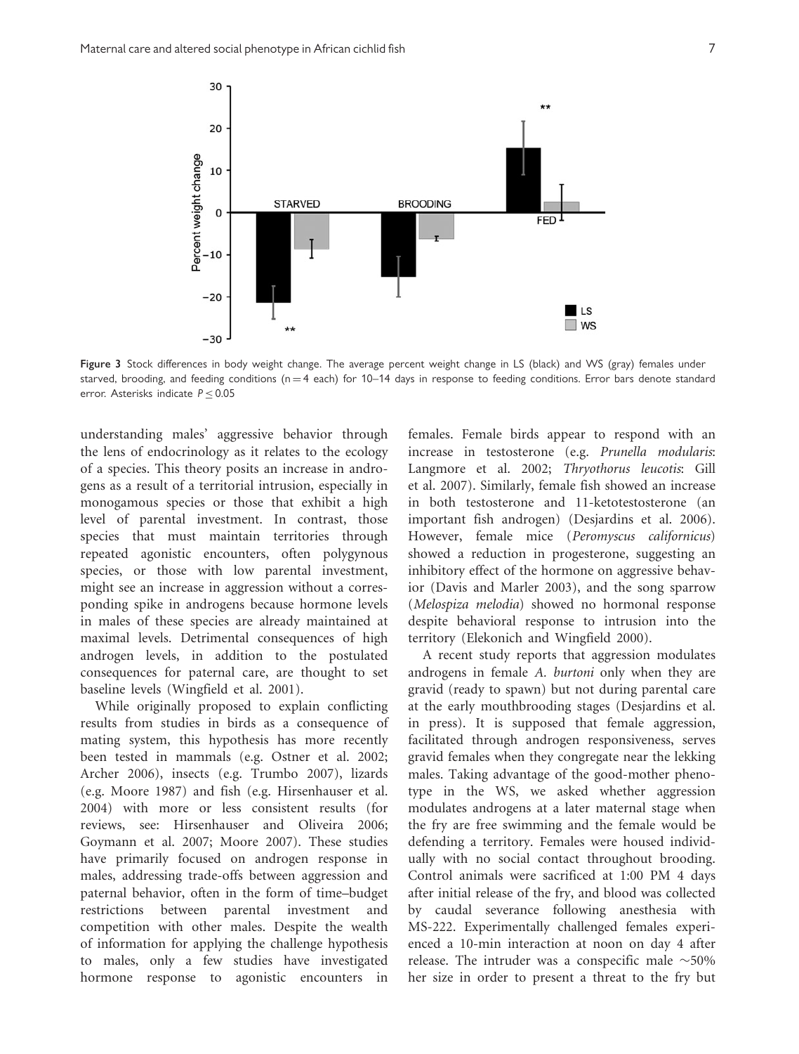**Figure 3** Stock differences in body weight change. The average percent weight change in LS (black) and WS (gray) females under starved, brooding, and feeding conditions (n = 4 each) for 10–14 days in response to feeding conditions. Error bars denote standard error. Asterisks indicate $P \leq 0.05$

understanding males' aggressive behavior through the lens of endocrinology as it relates to the ecology of a species. This theory posits an increase in androgens as a result of a territorial intrusion, especially in monogamous species or those that exhibit a high level of parental investment. In contrast, those species that must maintain territories through repeated agonistic encounters, often polygynous species, or those with low parental investment, might see an increase in aggression without a corresponding spike in androgens because hormone levels in males of these species are already maintained at maximal levels. Detrimental consequences of high androgen levels, in addition to the postulated consequences for paternal care, are thought to set baseline levels (Wingfield et al. 2001).

While originally proposed to explain conflicting results from studies in birds as a consequence of mating system, this hypothesis has more recently been tested in mammals (e.g. Ostner et al. 2002; Archer 2006), insects (e.g. Trumbo 2007), lizards (e.g. Moore 1987) and fish (e.g. Hirsenhauser et al. 2004) with more or less consistent results (for reviews, see: Hirsenhauser and Oliveira 2006; Goymann et al. 2007; Moore 2007). These studies have primarily focused on androgen response in males, addressing trade-offs between aggression and paternal behavior, often in the form of time–budget restrictions between parental investment and competition with other males. Despite the wealth of information for applying the challenge hypothesis to males, only a few studies have investigated hormone response to agonistic encounters in females. Female birds appear to respond with an increase in testosterone (e.g. *Prunella modularis*: Langmore et al. 2002; *Thryothorus leucotis*: Gill et al. 2007). Similarly, female fish showed an increase in both testosterone and 11-ketotestosterone (an important fish androgen) (Desjardins et al. 2006). However, female mice (*Peromyscus californicus*) showed a reduction in progesterone, suggesting an inhibitory effect of the hormone on aggressive behavior (Davis and Marler 2003), and the song sparrow (*Melospiza melodia*) showed no hormonal response despite behavioral response to intrusion into the territory (Elekonich and Wingfield 2000).

A recent study reports that aggression modulates androgens in female *A. burtoni* only when they are gravid (ready to spawn) but not during parental care at the early mouthbrooding stages (Desjardins et al. in press). It is supposed that female aggression, facilitated through androgen responsiveness, serves gravid females when they congregate near the lekking males. Taking advantage of the good-mother phenotype in the WS, we asked whether aggression modulates androgens at a later maternal stage when the fry are free swimming and the female would be defending a territory. Females were housed individually with no social contact throughout brooding. Control animals were sacrificed at 1:00 PM 4 days after initial release of the fry, and blood was collected by caudal severance following anesthesia with MS-222. Experimentally challenged females experienced a 10-min interaction at noon on day 4 after release. The intruder was a conspecific male ~50% her size in order to present a threat to the fry but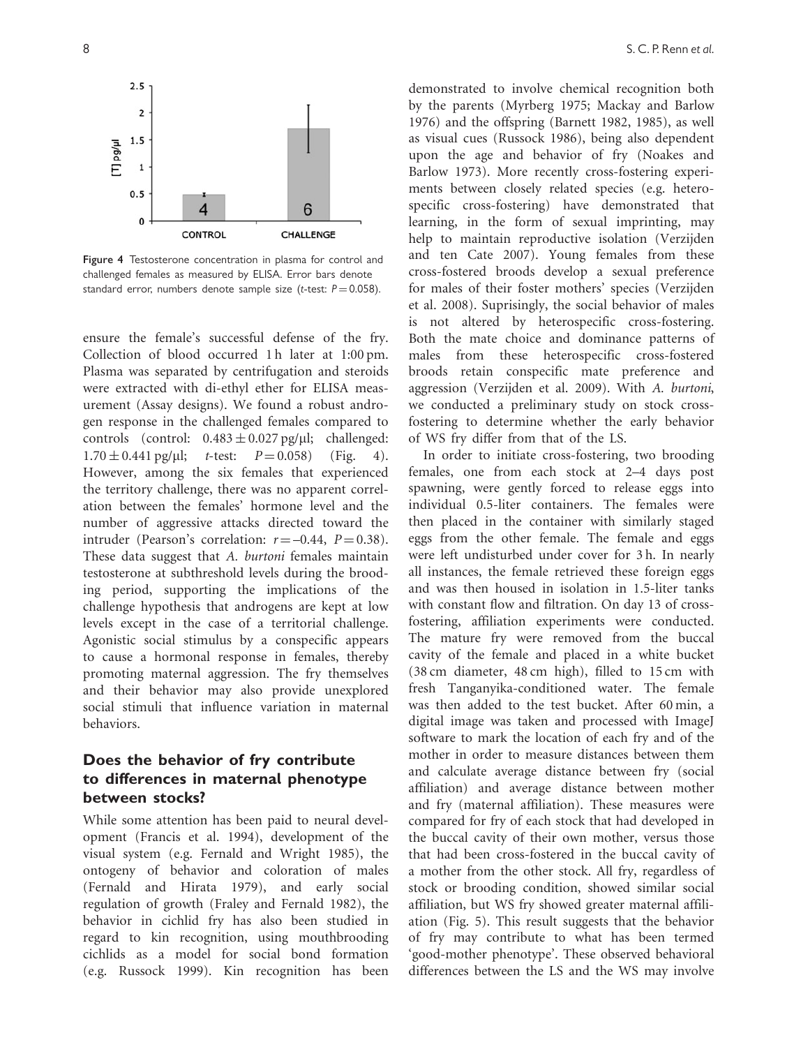Figure 4 Testosterone concentration in plasma for control and challenged females as measured by ELISA. Error bars denote standard error, numbers denote sample size (t-test: $P = 0.058$).

ensure the female's successful defense of the fry. Collection of blood occurred 1 h later at 1:00 pm. Plasma was separated by centrifugation and steroids were extracted with di-ethyl ether for ELISA measurement (Assay designs). We found a robust androgen response in the challenged females compared to controls (control: $0.483 \pm 0.027$ pg/μl; challenged: $1.70 \pm 0.441$ pg/μl; t-test: $P = 0.058$) (Fig. 4). However, among the six females that experienced the territory challenge, there was no apparent correlation between the females' hormone level and the number of aggressive attacks directed toward the intruder (Pearson's correlation: $r = -0.44$, $P = 0.38$). These data suggest that *A. burtoni* females maintain testosterone at subthreshold levels during the brooding period, supporting the implications of the challenge hypothesis that androgens are kept at low levels except in the case of a territorial challenge. Agonistic social stimulus by a conspecific appears to cause a hormonal response in females, thereby promoting maternal aggression. The fry themselves and their behavior may also provide unexplored social stimuli that influence variation in maternal behaviors.

## Does the behavior of fry contribute to differences in maternal phenotype between stocks?

While some attention has been paid to neural development (Francis et al. 1994), development of the visual system (e.g. Fernald and Wright 1985), the ontogeny of behavior and coloration of males (Fernald and Hirata 1979), and early social regulation of growth (Fraley and Fernald 1982), the behavior in cichlid fry has also been studied in regard to kin recognition, using mouthbrooding cichlids as a model for social bond formation (e.g. Russock 1999). Kin recognition has been demonstrated to involve chemical recognition both by the parents (Myrberg 1975; Mackay and Barlow 1976) and the offspring (Barnett 1982, 1985), as well as visual cues (Russock 1986), being also dependent upon the age and behavior of fry (Noakes and Barlow 1973). More recently cross-fostering experiments between closely related species (e.g. heterospecific cross-fostering) have demonstrated that learning, in the form of sexual imprinting, may help to maintain reproductive isolation (Verzijden and ten Cate 2007). Young females from these cross-fostered broods develop a sexual preference for males of their foster mothers' species (Verzijden et al. 2008). Suprisingly, the social behavior of males is not altered by heterospecific cross-fostering. Both the mate choice and dominance patterns of males from these heterospecific cross-fostered broods retain conspecific mate preference and aggression (Verzijden et al. 2009). With *A. burtoni*, we conducted a preliminary study on stock cross-fostering to determine whether the early behavior of WS fry differ from that of the LS.

In order to initiate cross-fostering, two brooding females, one from each stock at 2–4 days post spawning, were gently forced to release eggs into individual 0.5-liter containers. The females were then placed in the container with similarly staged eggs from the other female. The female and eggs were left undisturbed under cover for 3 h. In nearly all instances, the female retrieved these foreign eggs and was then housed in isolation in 1.5-liter tanks with constant flow and filtration. On day 13 of cross-fostering, affiliation experiments were conducted. The mature fry were removed from the buccal cavity of the female and placed in a white bucket (38 cm diameter, 48 cm high), filled to 15 cm with fresh Tanganyika-conditioned water. The female was then added to the test bucket. After 60 min, a digital image was taken and processed with ImageJ software to mark the location of each fry and of the mother in order to measure distances between them and calculate average distance between fry (social affiliation) and average distance between mother and fry (maternal affiliation). These measures were compared for fry of each stock that had developed in the buccal cavity of their own mother, versus those that had been cross-fostered in the buccal cavity of a mother from the other stock. All fry, regardless of stock or brooding condition, showed similar social affiliation, but WS fry showed greater maternal affiliation (Fig. 5). This result suggests that the behavior of fry may contribute to what has been termed 'good-mother phenotype'. These observed behavioral differences between the LS and the WS may involve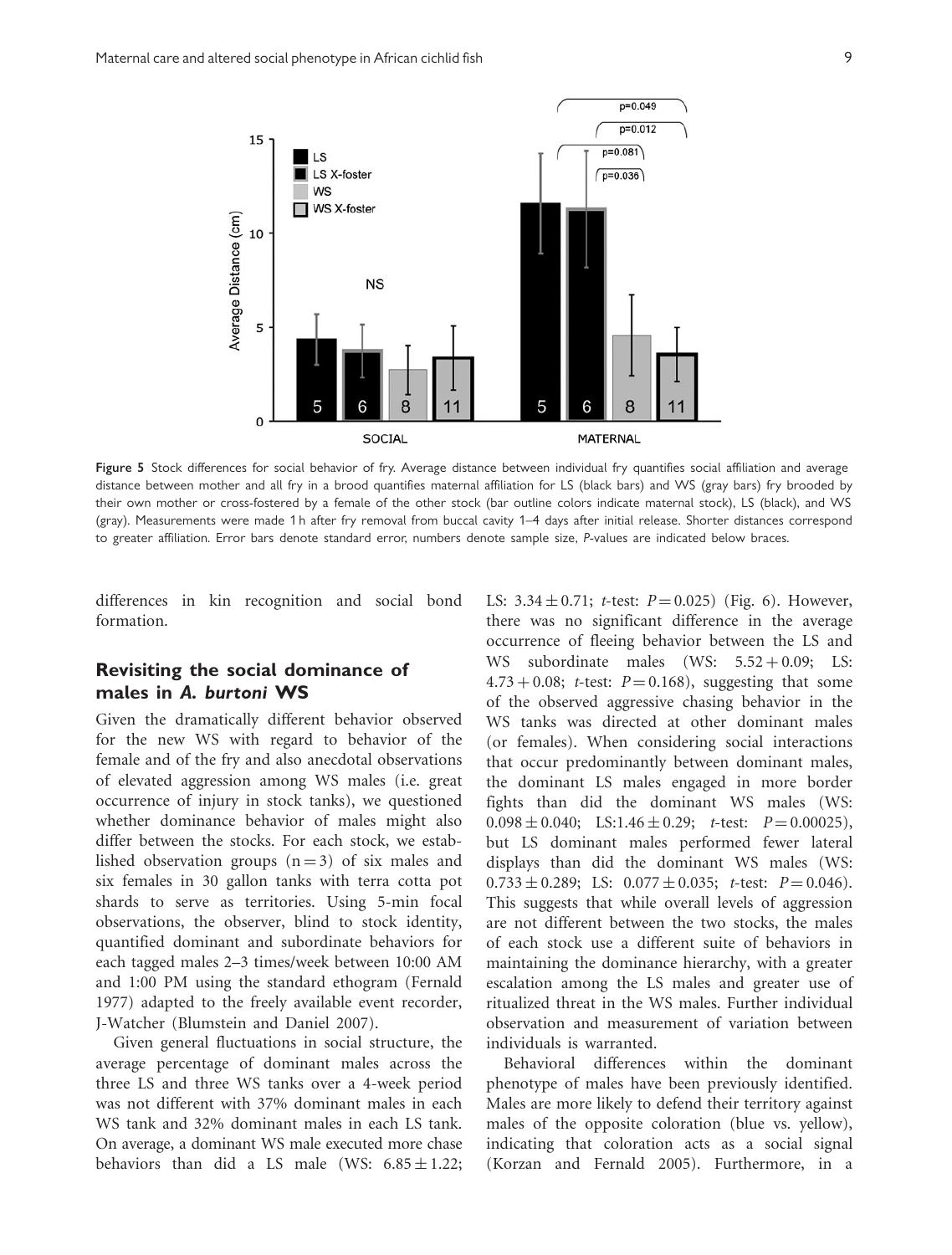Figure 5 Stock differences for social behavior of fry. Average distance between individual fry quantifies social affiliation and average distance between mother and all fry in a brood quantifies maternal affiliation for LS (black bars) and WS (gray bars) fry brooded by their own mother or cross-fostered by a female of the other stock (bar outline colors indicate maternal stock), LS (black), and WS (gray). Measurements were made 1 h after fry removal from buccal cavity 1–4 days after initial release. Shorter distances correspond to greater affiliation. Error bars denote standard error, numbers denote sample size, *P*-values are indicated below braces.

differences in kin recognition and social bond formation.

## Revisiting the social dominance of males in *A. burtoni* WS

Given the dramatically different behavior observed for the new WS with regard to behavior of the female and of the fry and also anecdotal observations of elevated aggression among WS males (i.e. great occurrence of injury in stock tanks), we questioned whether dominance behavior of males might also differ between the stocks. For each stock, we established observation groups ($n = 3$) of six males and six females in 30 gallon tanks with terra cotta pot shards to serve as territories. Using 5-min focal observations, the observer, blind to stock identity, quantified dominant and subordinate behaviors for each tagged males 2–3 times/week between 10:00 AM and 1:00 PM using the standard ethogram (Fernald 1977) adapted to the freely available event recorder, J-Watcher (Blumstein and Daniel 2007).

Given general fluctuations in social structure, the average percentage of dominant males across the three LS and three WS tanks over a 4-week period was not different with 37% dominant males in each WS tank and 32% dominant males in each LS tank. On average, a dominant WS male executed more chase behaviors than did a LS male (WS: $6.85 \pm 1.22$; LS: $3.34 \pm 0.71$; *t*-test: $P = 0.025$) (Fig. 6). However, there was no significant difference in the average occurrence of fleeing behavior between the LS and WS subordinate males (WS: $5.52 + 0.09$; LS: $4.73 + 0.08$; *t*-test: $P = 0.168$), suggesting that some of the observed aggressive chasing behavior in the WS tanks was directed at other dominant males (or females). When considering social interactions that occur predominantly between dominant males, the dominant LS males engaged in more border fights than did the dominant WS males (WS: $0.098 \pm 0.040$; LS: $1.46 \pm 0.29$; *t*-test: $P = 0.00025$), but LS dominant males performed fewer lateral displays than did the dominant WS males (WS: $0.733 \pm 0.289$; LS: $0.077 \pm 0.035$; *t*-test: $P = 0.046$). This suggests that while overall levels of aggression are not different between the two stocks, the males of each stock use a different suite of behaviors in maintaining the dominance hierarchy, with a greater escalation among the LS males and greater use of ritualized threat in the WS males. Further individual observation and measurement of variation between individuals is warranted.

Behavioral differences within the dominant phenotype of males have been previously identified. Males are more likely to defend their territory against males of the opposite coloration (blue vs. yellow), indicating that coloration acts as a social signal (Korzan and Fernald 2005). Furthermore, in a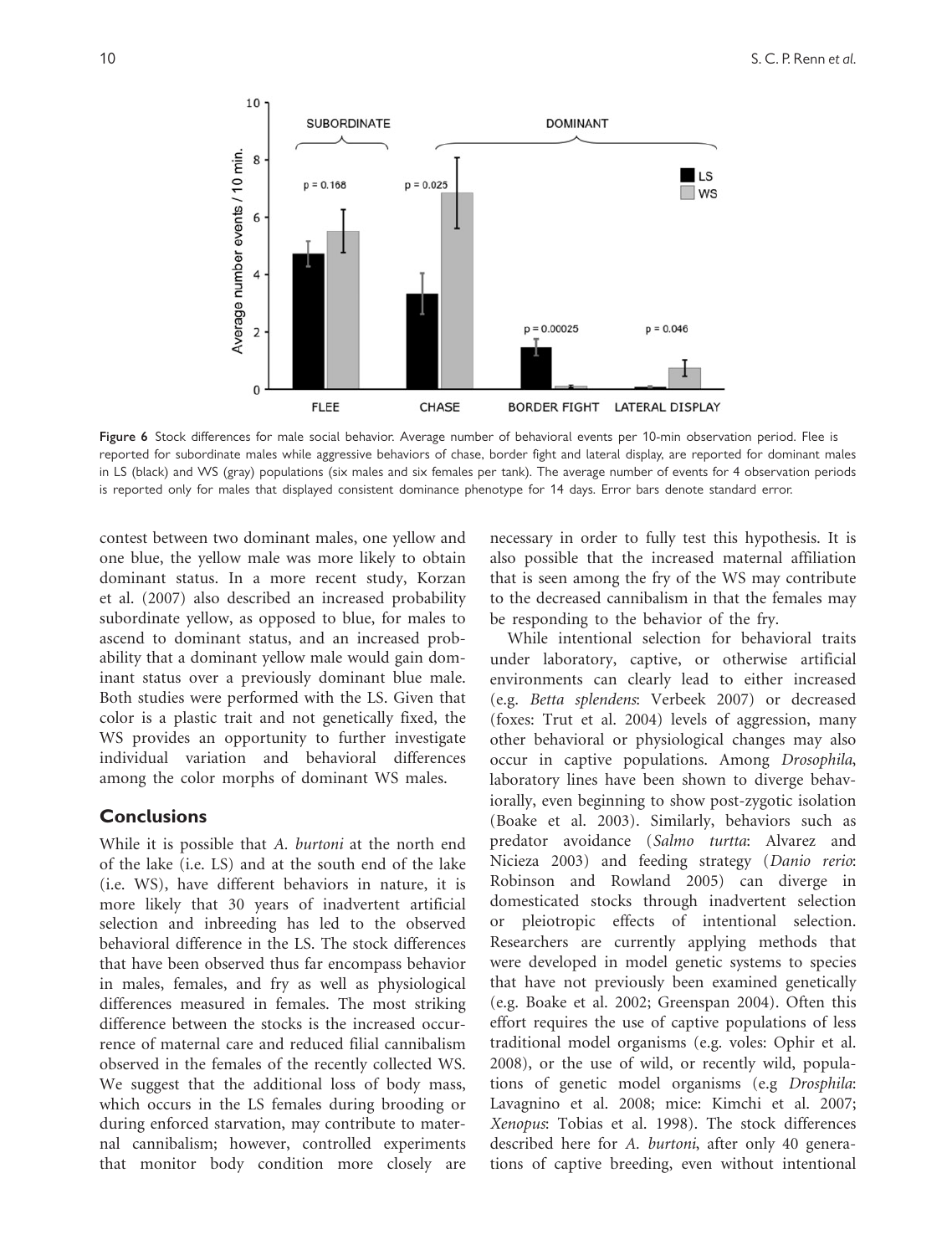Figure 6 Stock differences for male social behavior. Average number of behavioral events per 10-min observation period. Flee is reported for subordinate males while aggressive behaviors of chase, border fight and lateral display, are reported for dominant males in LS (black) and WS (gray) populations (six males and six females per tank). The average number of events for 4 observation periods is reported only for males that displayed consistent dominance phenotype for 14 days. Error bars denote standard error.

contest between two dominant males, one yellow and one blue, the yellow male was more likely to obtain dominant status. In a more recent study, Korzan et al. (2007) also described an increased probability subordinate yellow, as opposed to blue, for males to ascend to dominant status, and an increased probability that a dominant yellow male would gain dominant status over a previously dominant blue male. Both studies were performed with the LS. Given that color is a plastic trait and not genetically fixed, the WS provides an opportunity to further investigate individual variation and behavioral differences among the color morphs of dominant WS males.

## Conclusions

While it is possible that *A. burtoni* at the north end of the lake (i.e. LS) and at the south end of the lake (i.e. WS), have different behaviors in nature, it is more likely that 30 years of inadvertent artificial selection and inbreeding has led to the observed behavioral difference in the LS. The stock differences that have been observed thus far encompass behavior in males, females, and fry as well as physiological differences measured in females. The most striking difference between the stocks is the increased occurrence of maternal care and reduced filial cannibalism observed in the females of the recently collected WS. We suggest that the additional loss of body mass, which occurs in the LS females during brooding or during enforced starvation, may contribute to maternal cannibalism; however, controlled experiments that monitor body condition more closely are necessary in order to fully test this hypothesis. It is also possible that the increased maternal affiliation that is seen among the fry of the WS may contribute to the decreased cannibalism in that the females may be responding to the behavior of the fry.

While intentional selection for behavioral traits under laboratory, captive, or otherwise artificial environments can clearly lead to either increased (e.g. *Betta splendens*: Verbeek 2007) or decreased (foxes: Trut et al. 2004) levels of aggression, many other behavioral or physiological changes may also occur in captive populations. Among *Drosophila*, laboratory lines have been shown to diverge behaviorally, even beginning to show post-zygotic isolation (Boake et al. 2003). Similarly, behaviors such as predator avoidance (*Salmo turtta*: Alvarez and Nicieza 2003) and feeding strategy (*Danio rerio*: Robinson and Rowland 2005) can diverge in domesticated stocks through inadvertent selection or pleiotropic effects of intentional selection. Researchers are currently applying methods that were developed in model genetic systems to species that have not previously been examined genetically (e.g. Boake et al. 2002; Greenspan 2004). Often this effort requires the use of captive populations of less traditional model organisms (e.g. voles: Ophir et al. 2008), or the use of wild, or recently wild, populations of genetic model organisms (e.g *Drosphila*: Lavagnino et al. 2008; mice: Kimchi et al. 2007; *Xenopus*: Tobias et al. 1998). The stock differences described here for *A. burtoni*, after only 40 generations of captive breeding, even without intentional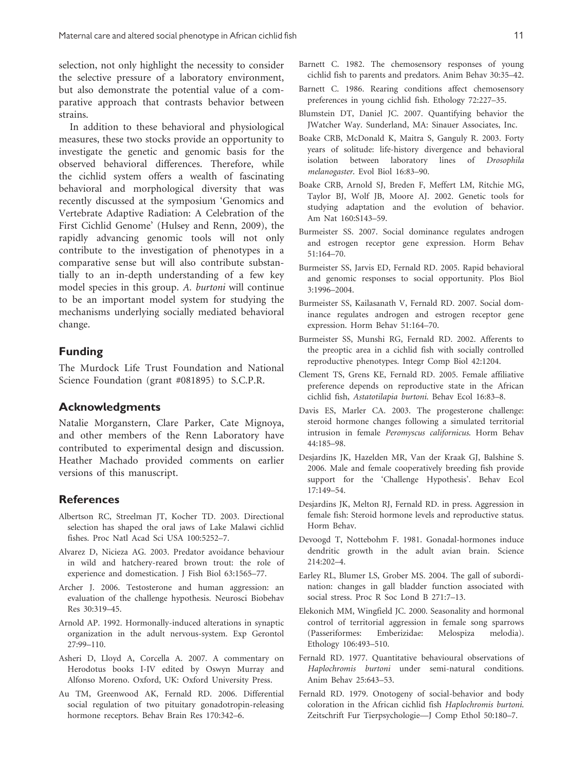selection, not only highlight the necessity to consider the selective pressure of a laboratory environment, but also demonstrate the potential value of a comparative approach that contrasts behavior between strains.

In addition to these behavioral and physiological measures, these two stocks provide an opportunity to investigate the genetic and genomic basis for the observed behavioral differences. Therefore, while the cichlid system offers a wealth of fascinating behavioral and morphological diversity that was recently discussed at the symposium 'Genomics and Vertebrate Adaptive Radiation: A Celebration of the First Cichlid Genome' (Hulsey and Renn, 2009), the rapidly advancing genomic tools will not only contribute to the investigation of phenotypes in a comparative sense but will also contribute substantially to an in-depth understanding of a few key model species in this group. *A. burtoni* will continue to be an important model system for studying the mechanisms underlying socially mediated behavioral change.

## Funding

The Murdock Life Trust Foundation and National Science Foundation (grant #081895) to S.C.P.R.

## Acknowledgments

Natalie Morganstern, Clare Parker, Cate Mignoya, and other members of the Renn Laboratory have contributed to experimental design and discussion. Heather Machado provided comments on earlier versions of this manuscript.

## References

Albertson RC, Streelman JT, Kocher TD. 2003. Directional selection has shaped the oral jaws of Lake Malawi cichlid fishes. Proc Natl Acad Sci USA 100:5252–7.

Alvarez D, Nicieza AG. 2003. Predator avoidance behaviour in wild and hatchery-reared brown trout: the role of experience and domestication. J Fish Biol 63:1565–77.

Archer J. 2006. Testosterone and human aggression: an evaluation of the challenge hypothesis. Neurosci Biobehav Res 30:319–45.

Arnold AP. 1992. Hormonally-induced alterations in synaptic organization in the adult nervous-system. Exp Gerontol 27:99–110.

Asheri D, Lloyd A, Corcella A. 2007. A commentary on Herodotus books I-IV edited by Oswyn Murray and Alfonso Moreno. Oxford, UK: Oxford University Press.

Au TM, Greenwood AK, Fernald RD. 2006. Differential social regulation of two pituitary gonadotropin-releasing hormone receptors. Behav Brain Res 170:342–6.

Barnett C. 1982. The chemosensory responses of young cichlid fish to parents and predators. Anim Behav 30:35–42.

Barnett C. 1986. Rearing conditions affect chemosensory preferences in young cichlid fish. Ethology 72:227–35.

Blumstein DT, Daniel JC. 2007. Quantifying behavior the JWatcher Way. Sunderland, MA: Sinauer Associates, Inc.

Boake CRB, McDonald K, Maitra S, Ganguly R. 2003. Forty years of solitude: life-history divergence and behavioral isolation between laboratory lines of *Drosophila melanogaster*. Evol Biol 16:83–90.

Boake CRB, Arnold SJ, Breden F, Meffert LM, Ritchie MG, Taylor BJ, Wolf JB, Moore AJ. 2002. Genetic tools for studying adaptation and the evolution of behavior. Am Nat 160:S143–59.

Burmeister SS. 2007. Social dominance regulates androgen and estrogen receptor gene expression. Horm Behav 51:164–70.

Burmeister SS, Jarvis ED, Fernald RD. 2005. Rapid behavioral and genomic responses to social opportunity. Plos Biol 3:1996–2004.

Burmeister SS, Kailasanath V, Fernald RD. 2007. Social dominance regulates androgen and estrogen receptor gene expression. Horm Behav 51:164–70.

Burmeister SS, Munshi RG, Fernald RD. 2002. Afferents to the preoptic area in a cichlid fish with socially controlled reproductive phenotypes. Integr Comp Biol 42:1204.

Clement TS, Grens KE, Fernald RD. 2005. Female affiliative preference depends on reproductive state in the African cichlid fish, *Astatotilapia burtoni*. Behav Ecol 16:83–8.

Davis ES, Marler CA. 2003. The progesterone challenge: steroid hormone changes following a simulated territorial intrusion in female *Peromyscus californicus*. Horm Behav 44:185–98.

Desjardins JK, Hazelden MR, Van der Kraak GJ, Balshine S. 2006. Male and female cooperatively breeding fish provide support for the 'Challenge Hypothesis'. Behav Ecol 17:149–54.

Desjardins JK, Melton RJ, Fernald RD. in press. Aggression in female fish: Steroid hormone levels and reproductive status. Horm Behav.

Devoogd T, Nottebohm F. 1981. Gonadal-hormones induce dendritic growth in the adult avian brain. Science 214:202–4.

Earley RL, Blumer LS, Grober MS. 2004. The gall of subordination: changes in gall bladder function associated with social stress. Proc R Soc Lond B 271:7–13.

Elekonich MM, Wingfield JC. 2000. Seasonality and hormonal control of territorial aggression in female song sparrows (Passeriformes: Emberizidae: Melospiza melodia). Ethology 106:493–510.

Fernald RD. 1977. Quantitative behavioural observations of *Haplochromis burtoni* under semi-natural conditions. Anim Behav 25:643–53.

Fernald RD. 1979. Onotogeny of social-behavior and body coloration in the African cichlid fish *Haplochromis burtoni*. Zeitschrift Fur Tierpsychologie—J Comp Ethol 50:180–7.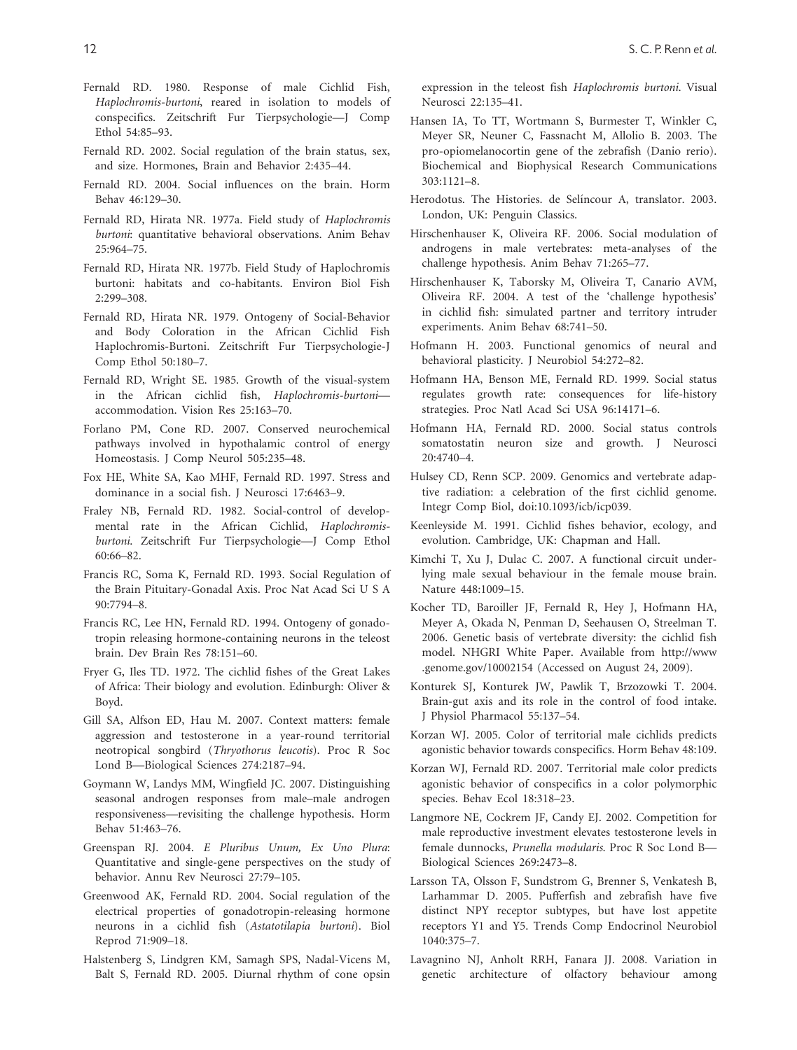Fernald RD. 1980. Response of male Cichlid Fish, *Haplochromis-burtoni*, reared in isolation to models of conspecifics. Zeitschrift Fur Tierpsychologie—J Comp Ethol 54:85–93.

Fernald RD. 2002. Social regulation of the brain status, sex, and size. Hormones, Brain and Behavior 2:435–44.

Fernald RD. 2004. Social influences on the brain. Horm Behav 46:129–30.

Fernald RD, Hirata NR. 1977a. Field study of *Haplochromis burtoni*: quantitative behavioral observations. Anim Behav 25:964–75.

Fernald RD, Hirata NR. 1977b. Field Study of Haplochromis burtoni: habitats and co-habitants. Environ Biol Fish 2:299–308.

Fernald RD, Hirata NR. 1979. Ontogeny of Social-Behavior and Body Coloration in the African Cichlid Fish Haplochromis-Burtoni. Zeitschrift Fur Tierpsychologie-J Comp Ethol 50:180–7.

Fernald RD, Wright SE. 1985. Growth of the visual-system in the African cichlid fish, *Haplochromis-burtoni*—accommodation. Vision Res 25:163–70.

Forlano PM, Cone RD. 2007. Conserved neurochemical pathways involved in hypothalamic control of energy Homeostasis. J Comp Neurol 505:235–48.

Fox HE, White SA, Kao MHF, Fernald RD. 1997. Stress and dominance in a social fish. J Neurosci 17:6463–9.

Fraley NB, Fernald RD. 1982. Social-control of developmental rate in the African Cichlid, *Haplochromis-burtoni*. Zeitschrift Fur Tierpsychologie—J Comp Ethol 60:66–82.

Francis RC, Soma K, Fernald RD. 1993. Social Regulation of the Brain Pituitary-Gonadal Axis. Proc Nat Acad Sci U S A 90:7794–8.

Francis RC, Lee HN, Fernald RD. 1994. Ontogeny of gonadotropin releasing hormone-containing neurons in the teleost brain. Dev Brain Res 78:151–60.

Fryer G, Iles TD. 1972. The cichlid fishes of the Great Lakes of Africa: Their biology and evolution. Edinburgh: Oliver & Boyd.

Gill SA, Alfson ED, Hau M. 2007. Context matters: female aggression and testosterone in a year-round territorial neotropical songbird (*Thryothorus leucotis*). Proc R Soc Lond B—Biological Sciences 274:2187–94.

Goymann W, Landys MM, Wingfield JC. 2007. Distinguishing seasonal androgen responses from male–male androgen responsiveness—revisiting the challenge hypothesis. Horm Behav 51:463–76.

Greenspan RJ. 2004. *E Pluribus Unum, Ex Uno Plura*: Quantitative and single-gene perspectives on the study of behavior. Annu Rev Neurosci 27:79–105.

Greenwood AK, Fernald RD. 2004. Social regulation of the electrical properties of gonadotropin-releasing hormone neurons in a cichlid fish (*Astatotilapia burtoni*). Biol Reprod 71:909–18.

Halstenberg S, Lindgren KM, Samagh SPS, Nadal-Vicens M, Balt S, Fernald RD. 2005. Diurnal rhythm of cone opsin expression in the teleost fish *Haplochromis burtoni*. Visual Neurosci 22:135–41.

Hansen IA, To TT, Wortmann S, Burmester T, Winkler C, Meyer SR, Neuner C, Fassnacht M, Allolio B. 2003. The pro-opiomelanocortin gene of the zebrafish (Danio rerio). Biochemical and Biophysical Research Communications 303:1121–8.

Herodotus. The Histories. de Selíncour A, translator. 2003. London, UK: Penguin Classics.

Hirschenhauser K, Oliveira RF. 2006. Social modulation of androgens in male vertebrates: meta-analyses of the challenge hypothesis. Anim Behav 71:265–77.

Hirschenhauser K, Taborsky M, Oliveira T, Canario AVM, Oliveira RF. 2004. A test of the 'challenge hypothesis' in cichlid fish: simulated partner and territory intruder experiments. Anim Behav 68:741–50.

Hofmann H. 2003. Functional genomics of neural and behavioral plasticity. J Neurobiol 54:272–82.

Hofmann HA, Benson ME, Fernald RD. 1999. Social status regulates growth rate: consequences for life-history strategies. Proc Natl Acad Sci USA 96:14171–6.

Hofmann HA, Fernald RD. 2000. Social status controls somatostatin neuron size and growth. J Neurosci 20:4740–4.

Hulsey CD, Renn SCP. 2009. Genomics and vertebrate adaptive radiation: a celebration of the first cichlid genome. Integr Comp Biol, doi:10.1093/icb/icp039.

Keenleyside M. 1991. Cichlid fishes behavior, ecology, and evolution. Cambridge, UK: Chapman and Hall.

Kimchi T, Xu J, Dulac C. 2007. A functional circuit underlying male sexual behaviour in the female mouse brain. Nature 448:1009–15.

Kocher TD, Baroiller JF, Fernald R, Hey J, Hofmann HA, Meyer A, Okada N, Penman D, Seehausen O, Streelman T. 2006. Genetic basis of vertebrate diversity: the cichlid fish model. NHGRI White Paper. Available from http://www.genome.gov/10002154 (Accessed on August 24, 2009).

Konturek SJ, Konturek JW, Pawlik T, Brzozowki T. 2004. Brain-gut axis and its role in the control of food intake. J Physiol Pharmacol 55:137–54.

Korzan WJ. 2005. Color of territorial male cichlids predicts agonistic behavior towards conspecifics. Horm Behav 48:109.

Korzan WJ, Fernald RD. 2007. Territorial male color predicts agonistic behavior of conspecifics in a color polymorphic species. Behav Ecol 18:318–23.

Langmore NE, Cockrem JF, Candy EJ. 2002. Competition for male reproductive investment elevates testosterone levels in female dunnocks, *Prunella modularis*. Proc R Soc Lond B—Biological Sciences 269:2473–8.

Larsson TA, Olsson F, Sundstrom G, Brenner S, Venkatesh B, Larhammar D. 2005. Pufferfish and zebrafish have five distinct NPY receptor subtypes, but have lost appetite receptors Y1 and Y5. Trends Comp Endocrinol Neurobiol 1040:375–7.

Lavagnino NJ, Anholt RRH, Fanara JJ. 2008. Variation in genetic architecture of olfactory behaviour among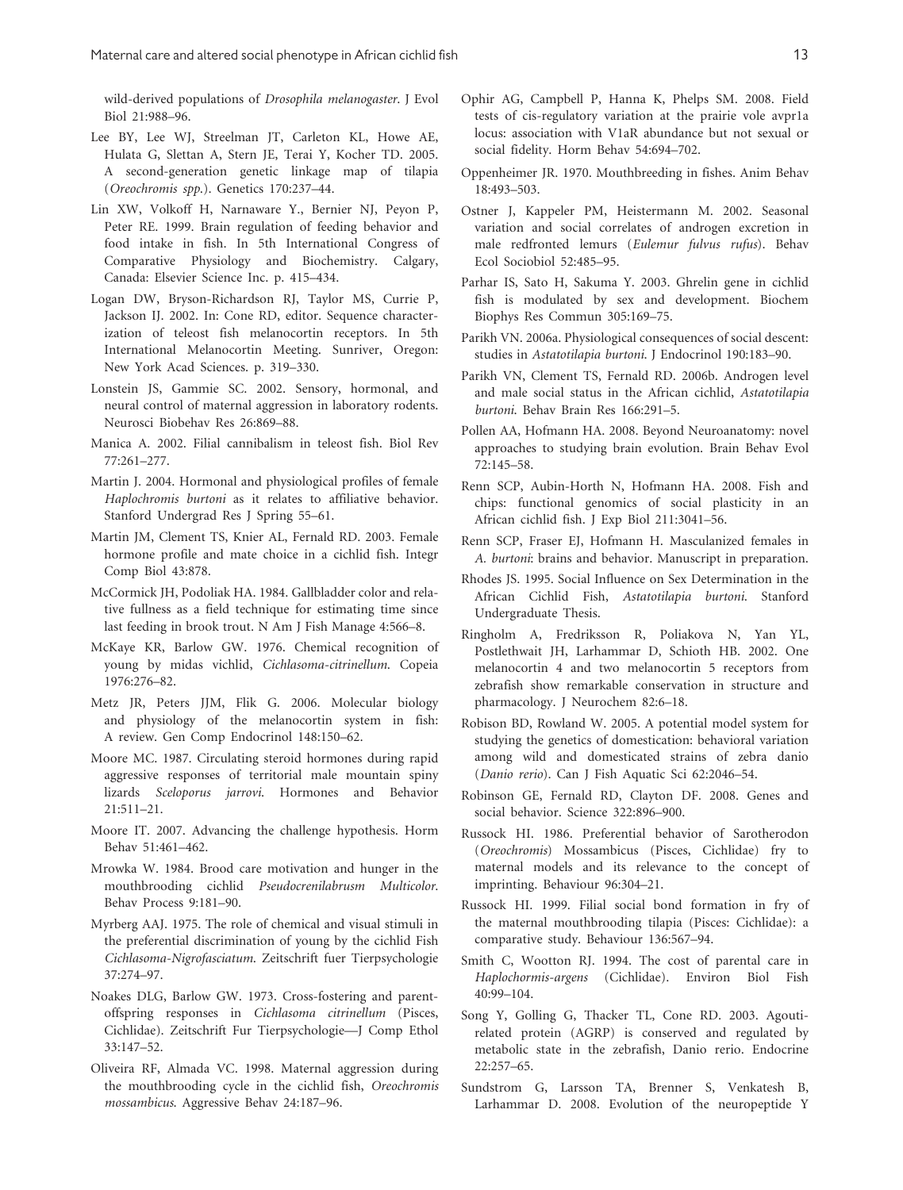wild-derived populations of *Drosophila melanogaster*. J Evol Biol 21:988–96.

Lee BY, Lee WJ, Streelman JT, Carleton KL, Howe AE, Hulata G, Slettan A, Stern JE, Terai Y, Kocher TD. 2005. A second-generation genetic linkage map of tilapia (*Oreochromis spp.*). Genetics 170:237–44.

Lin XW, Volkoff H, Narnaware Y., Bernier NJ, Peyon P, Peter RE. 1999. Brain regulation of feeding behavior and food intake in fish. In 5th International Congress of Comparative Physiology and Biochemistry. Calgary, Canada: Elsevier Science Inc. p. 415–434.

Logan DW, Bryson-Richardson RJ, Taylor MS, Currie P, Jackson IJ. 2002. In: Cone RD, editor. Sequence characterization of teleost fish melanocortin receptors. In 5th International Melanocortin Meeting. Sunriver, Oregon: New York Acad Sciences. p. 319–330.

Lonstein JS, Gammie SC. 2002. Sensory, hormonal, and neural control of maternal aggression in laboratory rodents. Neurosci Biobehav Res 26:869–88.

Manica A. 2002. Filial cannibalism in teleost fish. Biol Rev 77:261–277.

Martin J. 2004. Hormonal and physiological profiles of female *Haplochromis burtoni* as it relates to affiliative behavior. Stanford Undergrad Res J Spring 55–61.

Martin JM, Clement TS, Knier AL, Fernald RD. 2003. Female hormone profile and mate choice in a cichlid fish. Integr Comp Biol 43:878.

McCormick JH, Podoliak HA. 1984. Gallbladder color and relative fullness as a field technique for estimating time since last feeding in brook trout. N Am J Fish Manage 4:566–8.

McKaye KR, Barlow GW. 1976. Chemical recognition of young by midas vichlid, *Cichlasoma-citrinellum*. Copeia 1976:276–82.

Metz JR, Peters JJM, Flik G. 2006. Molecular biology and physiology of the melanocortin system in fish: A review. Gen Comp Endocrinol 148:150–62.

Moore MC. 1987. Circulating steroid hormones during rapid aggressive responses of territorial male mountain spiny lizards *Sceloporus jarrovi*. Hormones and Behavior 21:511–21.

Moore IT. 2007. Advancing the challenge hypothesis. Horm Behav 51:461–462.

Mrowka W. 1984. Brood care motivation and hunger in the mouthbrooding cichlid *Pseudocrenilabrusm Multicolor*. Behav Process 9:181–90.

Myrberg AAJ. 1975. The role of chemical and visual stimuli in the preferential discrimination of young by the cichlid Fish *Cichlasoma-Nigrofasciatum*. Zeitschrift fuer Tierpsychologie 37:274–97.

Noakes DLG, Barlow GW. 1973. Cross-fostering and parent-offspring responses in *Cichlasoma citrinellum* (Pisces, Cichlidae). Zeitschrift Fur Tierpsychologie—J Comp Ethol 33:147–52.

Oliveira RF, Almada VC. 1998. Maternal aggression during the mouthbrooding cycle in the cichlid fish, *Oreochromis mossambicus*. Aggressive Behav 24:187–96.

Ophir AG, Campbell P, Hanna K, Phelps SM. 2008. Field tests of cis-regulatory variation at the prairie vole avpr1a locus: association with V1aR abundance but not sexual or social fidelity. Horm Behav 54:694–702.

Oppenheimer JR. 1970. Mouthbreeding in fishes. Anim Behav 18:493–503.

Ostner J, Kappeler PM, Heistermann M. 2002. Seasonal variation and social correlates of androgen excretion in male redfronted lemurs (*Eulemur fulvus rufus*). Behav Ecol Sociobiol 52:485–95.

Parhar IS, Sato H, Sakuma Y. 2003. Ghrelin gene in cichlid fish is modulated by sex and development. Biochem Biophys Res Commun 305:169–75.

Parikh VN. 2006a. Physiological consequences of social descent: studies in *Astatotilapia burtoni*. J Endocrinol 190:183–90.

Parikh VN, Clement TS, Fernald RD. 2006b. Androgen level and male social status in the African cichlid, *Astatotilapia burtoni*. Behav Brain Res 166:291–5.

Pollen AA, Hofmann HA. 2008. Beyond Neuroanatomy: novel approaches to studying brain evolution. Brain Behav Evol 72:145–58.

Renn SCP, Aubin-Horth N, Hofmann HA. 2008. Fish and chips: functional genomics of social plasticity in an African cichlid fish. J Exp Biol 211:3041–56.

Renn SCP, Fraser EJ, Hofmann H. Masculanized females in *A. burtoni*: brains and behavior. Manuscript in preparation.

Rhodes JS. 1995. Social Influence on Sex Determination in the African Cichlid Fish, *Astatotilapia burtoni*. Stanford Undergraduate Thesis.

Ringholm A, Fredriksson R, Poliakova N, Yan YL, Postlethwait JH, Larhammar D, Schioth HB. 2002. One melanocortin 4 and two melanocortin 5 receptors from zebrafish show remarkable conservation in structure and pharmacology. J Neurochem 82:6–18.

Robison BD, Rowland W. 2005. A potential model system for studying the genetics of domestication: behavioral variation among wild and domesticated strains of zebra danio (*Danio rerio*). Can J Fish Aquatic Sci 62:2046–54.

Robinson GE, Fernald RD, Clayton DF. 2008. Genes and social behavior. Science 322:896–900.

Russock HI. 1986. Preferential behavior of Sarotherodon (*Oreochromis*) Mossambicus (Pisces, Cichlidae) fry to maternal models and its relevance to the concept of imprinting. Behaviour 96:304–21.

Russock HI. 1999. Filial social bond formation in fry of the maternal mouthbrooding tilapia (Pisces: Cichlidae): a comparative study. Behaviour 136:567–94.

Smith C, Wootton RJ. 1994. The cost of parental care in *Haplochormis-argens* (Cichlidae). Environ Biol Fish 40:99–104.

Song Y, Golling G, Thacker TL, Cone RD. 2003. Agouti-related protein (AGRP) is conserved and regulated by metabolic state in the zebrafish, Danio rerio. Endocrine 22:257–65.

Sundstrom G, Larsson TA, Brenner S, Venkatesh B, Larhammar D. 2008. Evolution of the neuropeptide Y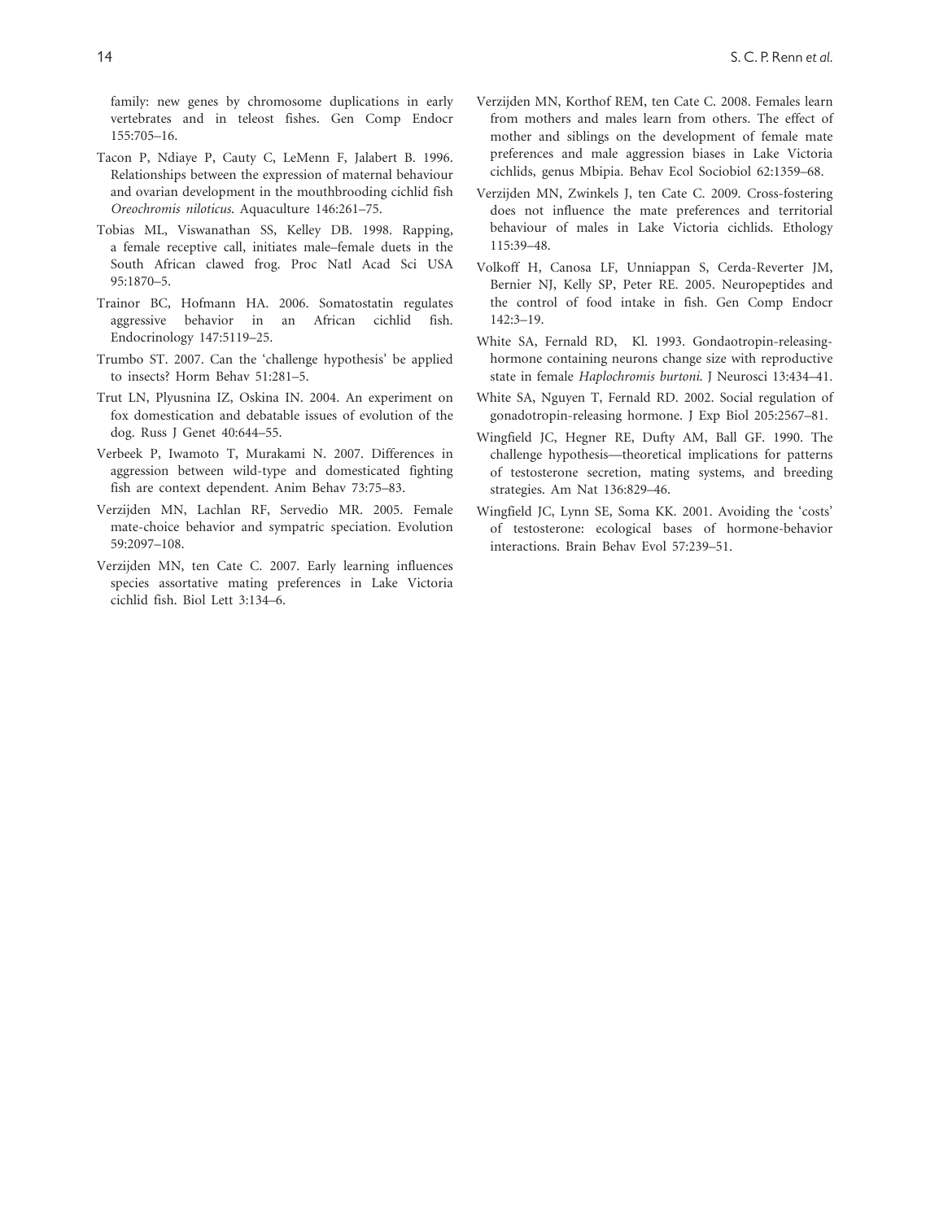family: new genes by chromosome duplications in early vertebrates and in teleost fishes. Gen Comp Endocr 155:705–16.

Tacon P, Ndiaye P, Cauty C, LeMenn F, Jalabert B. 1996. Relationships between the expression of maternal behaviour and ovarian development in the mouthbrooding cichlid fish *Oreochromis niloticus*. Aquaculture 146:261–75.

Tobias ML, Viswanathan SS, Kelley DB. 1998. Rapping, a female receptive call, initiates male–female duets in the South African clawed frog. Proc Natl Acad Sci USA 95:1870–5.

Trainor BC, Hofmann HA. 2006. Somatostatin regulates aggressive behavior in an African cichlid fish. Endocrinology 147:5119–25.

Trumbo ST. 2007. Can the 'challenge hypothesis' be applied to insects? Horm Behav 51:281–5.

Trut LN, Plyusnina IZ, Oskina IN. 2004. An experiment on fox domestication and debatable issues of evolution of the dog. Russ J Genet 40:644–55.

Verbeek P, Iwamoto T, Murakami N. 2007. Differences in aggression between wild-type and domesticated fighting fish are context dependent. Anim Behav 73:75–83.

Verzijden MN, Lachlan RF, Servedio MR. 2005. Female mate-choice behavior and sympatric speciation. Evolution 59:2097–108.

Verzijden MN, ten Cate C. 2007. Early learning influences species assortative mating preferences in Lake Victoria cichlid fish. Biol Lett 3:134–6.

Verzijden MN, Korthof REM, ten Cate C. 2008. Females learn from mothers and males learn from others. The effect of mother and siblings on the development of female mate preferences and male aggression biases in Lake Victoria cichlids, genus Mbipia. Behav Ecol Sociobiol 62:1359–68.

Verzijden MN, Zwinkels J, ten Cate C. 2009. Cross-fostering does not influence the mate preferences and territorial behaviour of males in Lake Victoria cichlids. Ethology 115:39–48.

Volkoff H, Canosa LF, Unniappan S, Cerda-Reverter JM, Bernier NJ, Kelly SP, Peter RE. 2005. Neuropeptides and the control of food intake in fish. Gen Comp Endocr 142:3–19.

White SA, Fernald RD, Kl. 1993. Gondaotropin-releasing-hormone containing neurons change size with reproductive state in female *Haplochromis burtoni*. J Neurosci 13:434–41.

White SA, Nguyen T, Fernald RD. 2002. Social regulation of gonadotropin-releasing hormone. J Exp Biol 205:2567–81.

Wingfield JC, Hegner RE, Dufty AM, Ball GF. 1990. The challenge hypothesis—theoretical implications for patterns of testosterone secretion, mating systems, and breeding strategies. Am Nat 136:829–46.

Wingfield JC, Lynn SE, Soma KK. 2001. Avoiding the 'costs' of testosterone: ecological bases of hormone-behavior interactions. Brain Behav Evol 57:239–51.